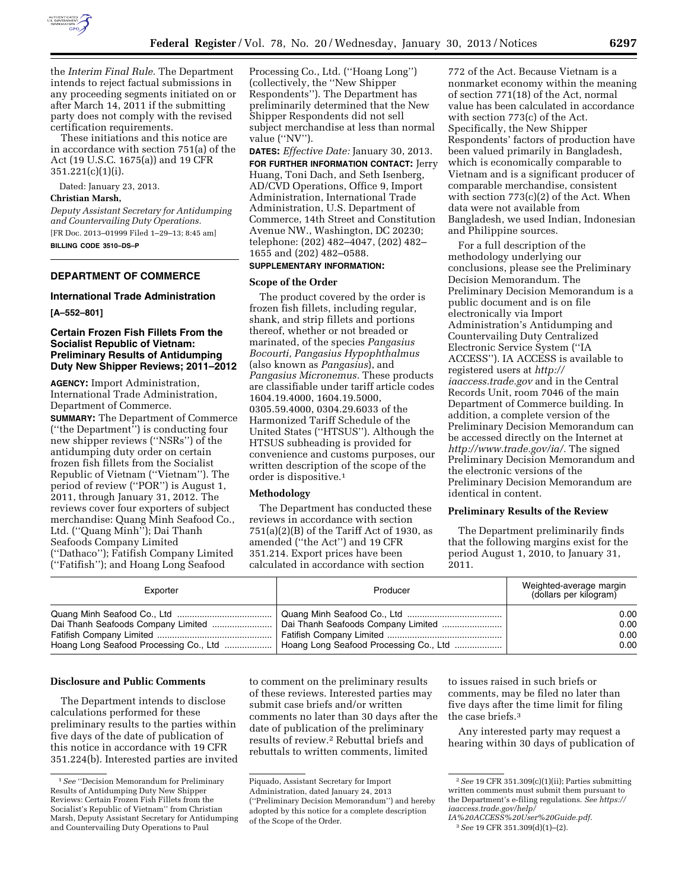the *Interim Final Rule.* The Department intends to reject factual submissions in any proceeding segments initiated on or after March 14, 2011 if the submitting party does not comply with the revised certification requirements.

These initiations and this notice are in accordance with section 751(a) of the Act (19 U.S.C. 1675(a)) and 19 CFR 351.221(c)(1)(i).

Dated: January 23, 2013.

**Christian Marsh,**

*Deputy Assistant Secretary for Antidumping and Countervailing Duty Operations.*

[FR Doc. 2013–01999 Filed 1–29–13; 8:45 am]

**BILLING CODE 3510–DS–P**

## DEPARTMENT OF COMMERCE

### International Trade Administration

**[A–552–801]**

### Certain Frozen Fish Fillets From the Socialist Republic of Vietnam: Preliminary Results of Antidumping Duty New Shipper Reviews; 2011–2012

**AGENCY:** Import Administration, International Trade Administration, Department of Commerce.

**SUMMARY:** The Department of Commerce (''the Department'') is conducting four new shipper reviews (''NSRs'') of the antidumping duty order on certain frozen fish fillets from the Socialist Republic of Vietnam (''Vietnam''). The period of review (''POR'') is August 1, 2011, through January 31, 2012. The reviews cover four exporters of subject merchandise: Quang Minh Seafood Co., Ltd. (''Quang Minh''); Dai Thanh Seafoods Company Limited (''Dathaco''); Fatifish Company Limited (''Fatifish''); and Hoang Long Seafood Processing Co., Ltd. (''Hoang Long'') (collectively, the ''New Shipper Respondents''). The Department has preliminarily determined that the New Shipper Respondents did not sell subject merchandise at less than normal value (''NV'').

**DATES:** *Effective Date:* January 30, 2013.

**FOR FURTHER INFORMATION CONTACT:** Jerry Huang, Toni Dach, and Seth Isenberg, AD/CVD Operations, Office 9, Import Administration, International Trade Administration, U.S. Department of Commerce, 14th Street and Constitution Avenue NW., Washington, DC 20230; telephone: (202) 482–4047, (202) 482–1655 and (202) 482–0588.

**SUPPLEMENTARY INFORMATION:**

#### Scope of the Order

The product covered by the order is frozen fish fillets, including regular, shank, and strip fillets and portions thereof, whether or not breaded or marinated, of the species *Pangasius Bocourti, Pangasius Hypophthalmus* (also known as *Pangasius*), and *Pangasius Micronemus.* These products are classifiable under tariff article codes 1604.19.4000, 1604.19.5000, 0305.59.4000, 0304.29.6033 of the Harmonized Tariff Schedule of the United States (''HTSUS''). Although the HTSUS subheading is provided for convenience and customs purposes, our written description of the scope of the order is dispositive.[1]

#### Methodology

The Department has conducted these reviews in accordance with section 751(a)(2)(B) of the Tariff Act of 1930, as amended (''the Act'') and 19 CFR 351.214. Export prices have been calculated in accordance with section 772 of the Act. Because Vietnam is a nonmarket economy within the meaning of section 771(18) of the Act, normal value has been calculated in accordance with section 773(c) of the Act. Specifically, the New Shipper Respondents' factors of production have been valued primarily in Bangladesh, which is economically comparable to Vietnam and is a significant producer of comparable merchandise, consistent with section 773(c)(2) of the Act. When data were not available from Bangladesh, we used Indian, Indonesian and Philippine sources.

For a full description of the methodology underlying our conclusions, please see the Preliminary Decision Memorandum. The Preliminary Decision Memorandum is a public document and is on file electronically via Import Administration's Antidumping and Countervailing Duty Centralized Electronic Service System (''IA ACCESS''). IA ACCESS is available to registered users at *http://iaaccess.trade.gov* and in the Central Records Unit, room 7046 of the main Department of Commerce building. In addition, a complete version of the Preliminary Decision Memorandum can be accessed directly on the Internet at *http://www.trade.gov/ia/.* The signed Preliminary Decision Memorandum and the electronic versions of the Preliminary Decision Memorandum are identical in content.

#### Preliminary Results of the Review

The Department preliminarily finds that the following margins exist for the period August 1, 2010, to January 31, 2011.

| Exporter | Producer | Weighted-average margin (dollars per kilogram) |
|---|---|---|
| Quang Minh Seafood Co., Ltd | Quang Minh Seafood Co., Ltd | 0.00 |
| Dai Thanh Seafoods Company Limited | Dai Thanh Seafoods Company Limited | 0.00 |
| Fatifish Company Limited | Fatifish Company Limited | 0.00 |
| Hoang Long Seafood Processing Co., Ltd | Hoang Long Seafood Processing Co., Ltd | 0.00 |

#### Disclosure and Public Comments

The Department intends to disclose calculations performed for these preliminary results to the parties within five days of the date of publication of this notice in accordance with 19 CFR 351.224(b). Interested parties are invited to comment on the preliminary results of these reviews. Interested parties may submit case briefs and/or written comments no later than 30 days after the date of publication of the preliminary results of review.[2] Rebuttal briefs and rebuttals to written comments, limited to issues raised in such briefs or comments, may be filed no later than five days after the time limit for filing the case briefs.[3]

Any interested party may request a hearing within 30 days of publication of

[1] *See* ''Decision Memorandum for Preliminary Results of Antidumping Duty New Shipper Reviews: Certain Frozen Fish Fillets from the Socialist's Republic of Vietnam'' from Christian Marsh, Deputy Assistant Secretary for Antidumping and Countervailing Duty Operations to Paul Piquado, Assistant Secretary for Import Administration, dated January 24, 2013 (''Preliminary Decision Memorandum'') and hereby adopted by this notice for a complete description of the Scope of the Order.

[2] *See* 19 CFR 351.309(c)(1)(ii); Parties submitting written comments must submit them pursuant to the Department's e-filing regulations. *See https://iaaccess.trade.gov/help/IA%20ACCESS%20User%20Guide.pdf.*

[3] *See* 19 CFR 351.309(d)(1)–(2).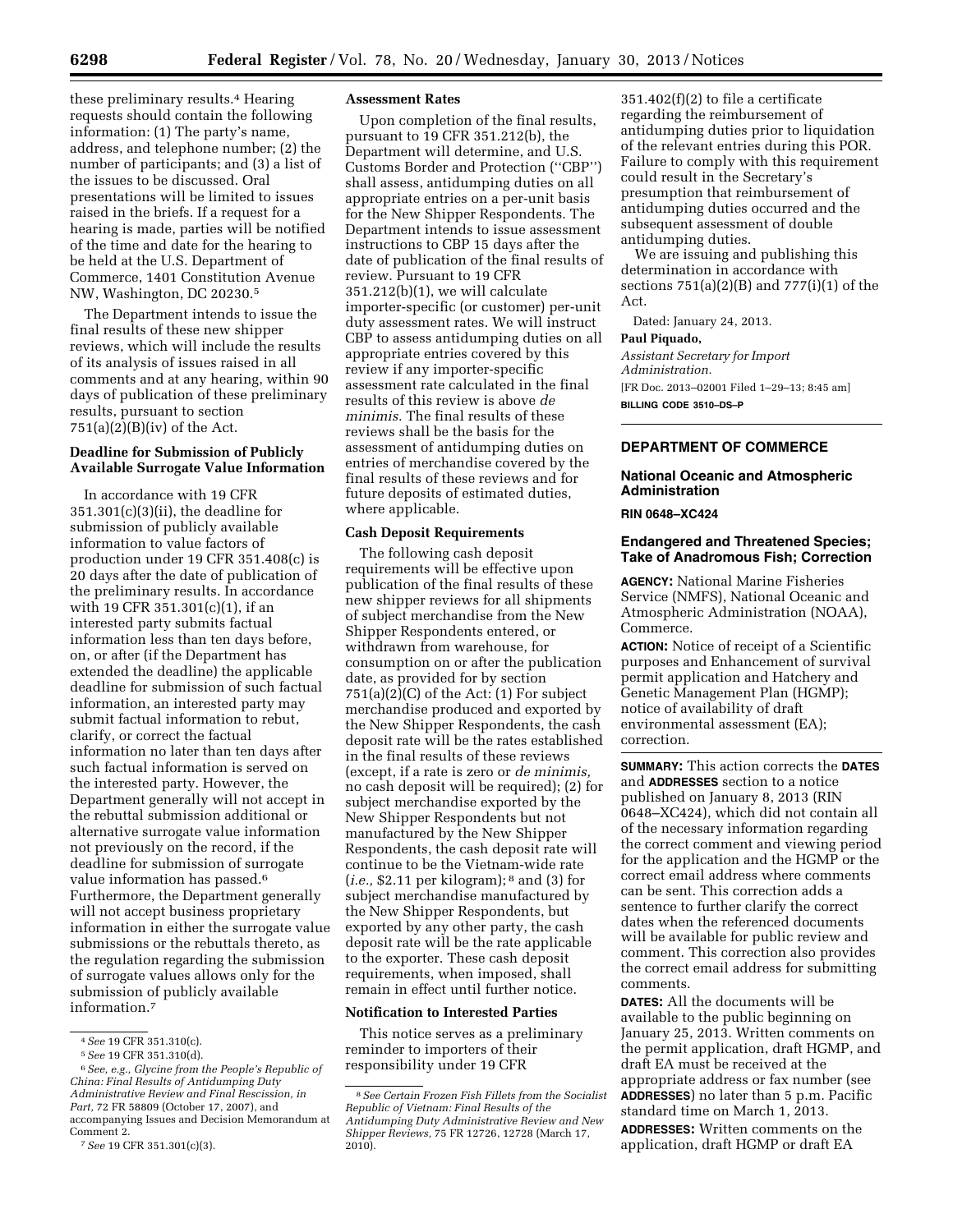these preliminary results.[4] Hearing requests should contain the following information: (1) The party's name, address, and telephone number; (2) the number of participants; and (3) a list of the issues to be discussed. Oral presentations will be limited to issues raised in the briefs. If a request for a hearing is made, parties will be notified of the time and date for the hearing to be held at the U.S. Department of Commerce, 1401 Constitution Avenue NW, Washington, DC 20230.[5]

The Department intends to issue the final results of these new shipper reviews, which will include the results of its analysis of issues raised in all comments and at any hearing, within 90 days of publication of these preliminary results, pursuant to section 751(a)(2)(B)(iv) of the Act.

**Deadline for Submission of Publicly Available Surrogate Value Information**

In accordance with 19 CFR 351.301(c)(3)(ii), the deadline for submission of publicly available information to value factors of production under 19 CFR 351.408(c) is 20 days after the date of publication of the preliminary results. In accordance with 19 CFR 351.301(c)(1), if an interested party submits factual information less than ten days before, on, or after (if the Department has extended the deadline) the applicable deadline for submission of such factual information, an interested party may submit factual information to rebut, clarify, or correct the factual information no later than ten days after such factual information is served on the interested party. However, the Department generally will not accept in the rebuttal submission additional or alternative surrogate value information not previously on the record, if the deadline for submission of surrogate value information has passed.[6] Furthermore, the Department generally will not accept business proprietary information in either the surrogate value submissions or the rebuttals thereto, as the regulation regarding the submission of surrogate values allows only for the submission of publicly available information.[7]

**Assessment Rates**

Upon completion of the final results, pursuant to 19 CFR 351.212(b), the Department will determine, and U.S. Customs Border and Protection ("CBP") shall assess, antidumping duties on all appropriate entries on a per-unit basis for the New Shipper Respondents. The Department intends to issue assessment instructions to CBP 15 days after the date of publication of the final results of review. Pursuant to 19 CFR 351.212(b)(1), we will calculate importer-specific (or customer) per-unit duty assessment rates. We will instruct CBP to assess antidumping duties on all appropriate entries covered by this review if any importer-specific assessment rate calculated in the final results of this review is above *de minimis.* The final results of these reviews shall be the basis for the assessment of antidumping duties on entries of merchandise covered by the final results of these reviews and for future deposits of estimated duties, where applicable.

**Cash Deposit Requirements**

The following cash deposit requirements will be effective upon publication of the final results of these new shipper reviews for all shipments of subject merchandise from the New Shipper Respondents entered, or withdrawn from warehouse, for consumption on or after the publication date, as provided for by section 751(a)(2)(C) of the Act: (1) For subject merchandise produced and exported by the New Shipper Respondents, the cash deposit rate will be the rates established in the final results of these reviews (except, if a rate is zero or *de minimis,* no cash deposit will be required); (2) for subject merchandise exported by the New Shipper Respondents but not manufactured by the New Shipper Respondents, the cash deposit rate will continue to be the Vietnam-wide rate (*i.e.,* $2.11 per kilogram);[8] and (3) for subject merchandise manufactured by the New Shipper Respondents, but exported by any other party, the cash deposit rate will be the rate applicable to the exporter. These cash deposit requirements, when imposed, shall remain in effect until further notice.

**Notification to Interested Parties**

This notice serves as a preliminary reminder to importers of their responsibility under 19 CFR 351.402(f)(2) to file a certificate regarding the reimbursement of antidumping duties prior to liquidation of the relevant entries during this POR. Failure to comply with this requirement could result in the Secretary's presumption that reimbursement of antidumping duties occurred and the subsequent assessment of double antidumping duties.

We are issuing and publishing this determination in accordance with sections 751(a)(2)(B) and 777(i)(1) of the Act.

Dated: January 24, 2013.

**Paul Piquado,**

*Assistant Secretary for Import Administration.*

[FR Doc. 2013–02001 Filed 1–29–13; 8:45 am]

**BILLING CODE 3510–DS–P**

[4] *See* 19 CFR 351.310(c).

[5] *See* 19 CFR 351.310(d).

[6] *See, e.g., Glycine from the People's Republic of China: Final Results of Antidumping Duty Administrative Review and Final Rescission, in Part,* 72 FR 58809 (October 17, 2007), and accompanying Issues and Decision Memorandum at Comment 2.

[7] *See* 19 CFR 351.301(c)(3).

[8] *See Certain Frozen Fish Fillets from the Socialist Republic of Vietnam: Final Results of the Antidumping Duty Administrative Review and New Shipper Reviews,* 75 FR 12726, 12728 (March 17, 2010).

## DEPARTMENT OF COMMERCE

### National Oceanic and Atmospheric Administration

**RIN 0648–XC424**

### Endangered and Threatened Species; Take of Anadromous Fish; Correction

**AGENCY:** National Marine Fisheries Service (NMFS), National Oceanic and Atmospheric Administration (NOAA), Commerce.

**ACTION:** Notice of receipt of a Scientific purposes and Enhancement of survival permit application and Hatchery and Genetic Management Plan (HGMP); notice of availability of draft environmental assessment (EA); correction.

**SUMMARY:** This action corrects the **DATES** and **ADDRESSES** section to a notice published on January 8, 2013 (RIN 0648–XC424), which did not contain all of the necessary information regarding the correct comment and viewing period for the application and the HGMP or the correct email address where comments can be sent. This correction adds a sentence to further clarify the correct dates when the referenced documents will be available for public review and comment. This correction also provides the correct email address for submitting comments.

**DATES:** All the documents will be available to the public beginning on January 25, 2013. Written comments on the permit application, draft HGMP, and draft EA must be received at the appropriate address or fax number (see **ADDRESSES**) no later than 5 p.m. Pacific standard time on March 1, 2013.

**ADDRESSES:** Written comments on the application, draft HGMP or draft EA